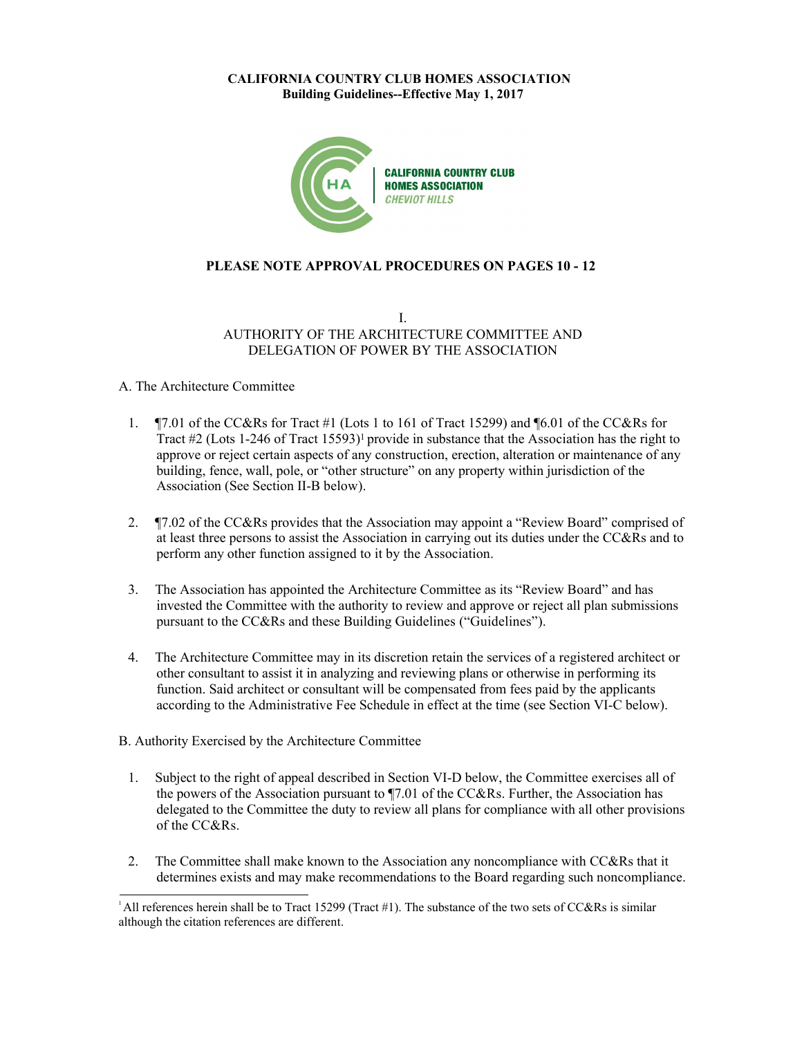**CALIFORNIA COUNTRY CLUB HOMES ASSOCIATION**
**Building Guidelines--Effective May 1, 2017**

**PLEASE NOTE APPROVAL PROCEDURES ON PAGES 10 - 12**

## I. AUTHORITY OF THE ARCHITECTURE COMMITTEE AND DELEGATION OF POWER BY THE ASSOCIATION

### A. The Architecture Committee

1. ¶7.01 of the CC&Rs for Tract #1 (Lots 1 to 161 of Tract 15299) and ¶6.01 of the CC&Rs for Tract #2 (Lots 1-246 of Tract 15593)[1] provide in substance that the Association has the right to approve or reject certain aspects of any construction, erection, alteration or maintenance of any building, fence, wall, pole, or "other structure" on any property within jurisdiction of the Association (See Section II-B below).

2. ¶7.02 of the CC&Rs provides that the Association may appoint a "Review Board" comprised of at least three persons to assist the Association in carrying out its duties under the CC&Rs and to perform any other function assigned to it by the Association.

3. The Association has appointed the Architecture Committee as its "Review Board" and has invested the Committee with the authority to review and approve or reject all plan submissions pursuant to the CC&Rs and these Building Guidelines ("Guidelines").

4. The Architecture Committee may in its discretion retain the services of a registered architect or other consultant to assist it in analyzing and reviewing plans or otherwise in performing its function. Said architect or consultant will be compensated from fees paid by the applicants according to the Administrative Fee Schedule in effect at the time (see Section VI-C below).

### B. Authority Exercised by the Architecture Committee

1. Subject to the right of appeal described in Section VI-D below, the Committee exercises all of the powers of the Association pursuant to ¶7.01 of the CC&Rs. Further, the Association has delegated to the Committee the duty to review all plans for compliance with all other provisions of the CC&Rs.

2. The Committee shall make known to the Association any noncompliance with CC&Rs that it determines exists and may make recommendations to the Board regarding such noncompliance.

---

[1] All references herein shall be to Tract 15299 (Tract #1). The substance of the two sets of CC&Rs is similar although the citation references are different.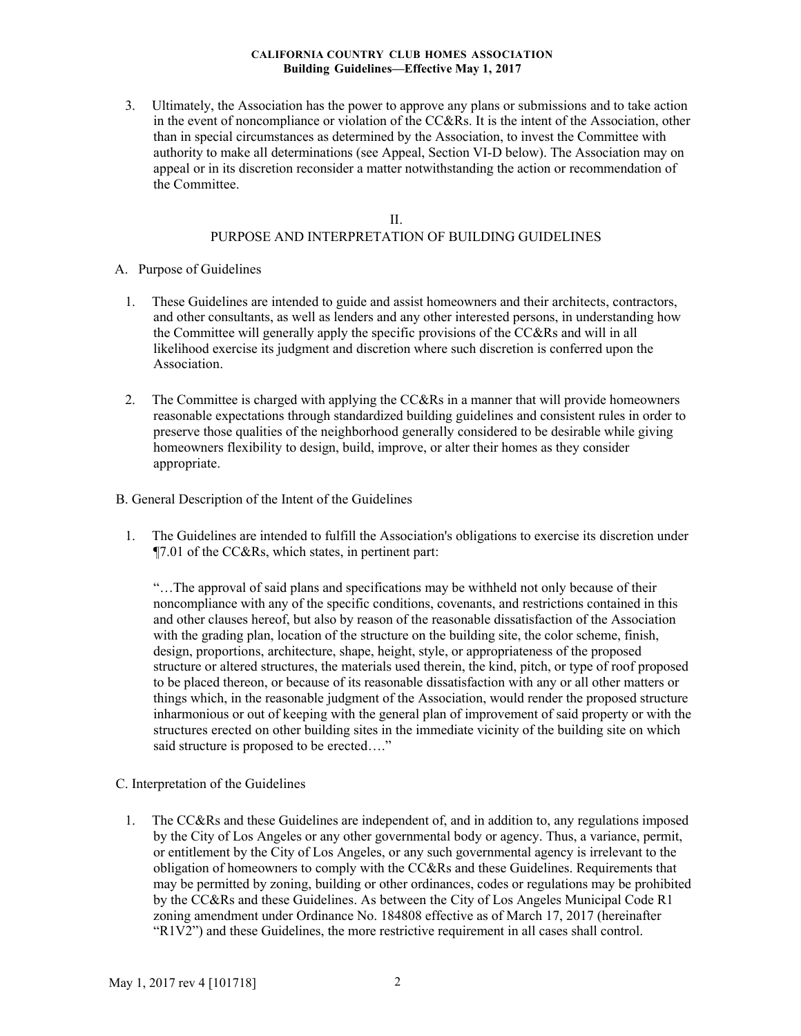3. Ultimately, the Association has the power to approve any plans or submissions and to take action in the event of noncompliance or violation of the CC&Rs. It is the intent of the Association, other than in special circumstances as determined by the Association, to invest the Committee with authority to make all determinations (see Appeal, Section VI-D below). The Association may on appeal or in its discretion reconsider a matter notwithstanding the action or recommendation of the Committee.

## II.
## PURPOSE AND INTERPRETATION OF BUILDING GUIDELINES

### A. Purpose of Guidelines

1. These Guidelines are intended to guide and assist homeowners and their architects, contractors, and other consultants, as well as lenders and any other interested persons, in understanding how the Committee will generally apply the specific provisions of the CC&Rs and will in all likelihood exercise its judgment and discretion where such discretion is conferred upon the Association.

2. The Committee is charged with applying the CC&Rs in a manner that will provide homeowners reasonable expectations through standardized building guidelines and consistent rules in order to preserve those qualities of the neighborhood generally considered to be desirable while giving homeowners flexibility to design, build, improve, or alter their homes as they consider appropriate.

### B. General Description of the Intent of the Guidelines

1. The Guidelines are intended to fulfill the Association's obligations to exercise its discretion under ¶7.01 of the CC&Rs, which states, in pertinent part:

   "…The approval of said plans and specifications may be withheld not only because of their noncompliance with any of the specific conditions, covenants, and restrictions contained in this and other clauses hereof, but also by reason of the reasonable dissatisfaction of the Association with the grading plan, location of the structure on the building site, the color scheme, finish, design, proportions, architecture, shape, height, style, or appropriateness of the proposed structure or altered structures, the materials used therein, the kind, pitch, or type of roof proposed to be placed thereon, or because of its reasonable dissatisfaction with any or all other matters or things which, in the reasonable judgment of the Association, would render the proposed structure inharmonious or out of keeping with the general plan of improvement of said property or with the structures erected on other building sites in the immediate vicinity of the building site on which said structure is proposed to be erected…."

### C. Interpretation of the Guidelines

1. The CC&Rs and these Guidelines are independent of, and in addition to, any regulations imposed by the City of Los Angeles or any other governmental body or agency. Thus, a variance, permit, or entitlement by the City of Los Angeles, or any such governmental agency is irrelevant to the obligation of homeowners to comply with the CC&Rs and these Guidelines. Requirements that may be permitted by zoning, building or other ordinances, codes or regulations may be prohibited by the CC&Rs and these Guidelines. As between the City of Los Angeles Municipal Code R1 zoning amendment under Ordinance No. 184808 effective as of March 17, 2017 (hereinafter "R1V2") and these Guidelines, the more restrictive requirement in all cases shall control.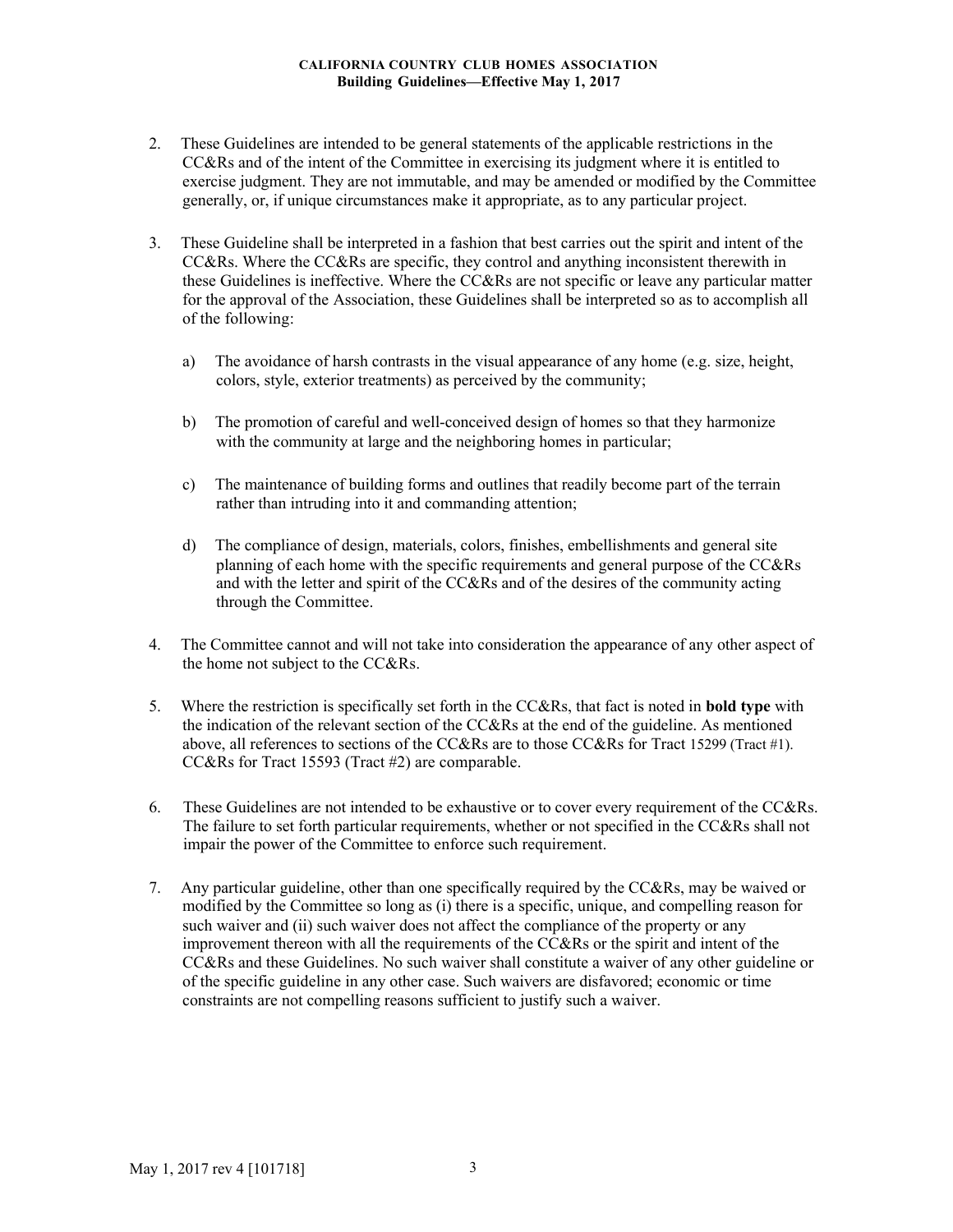2. These Guidelines are intended to be general statements of the applicable restrictions in the CC&Rs and of the intent of the Committee in exercising its judgment where it is entitled to exercise judgment. They are not immutable, and may be amended or modified by the Committee generally, or, if unique circumstances make it appropriate, as to any particular project.

3. These Guideline shall be interpreted in a fashion that best carries out the spirit and intent of the CC&Rs. Where the CC&Rs are specific, they control and anything inconsistent therewith in these Guidelines is ineffective. Where the CC&Rs are not specific or leave any particular matter for the approval of the Association, these Guidelines shall be interpreted so as to accomplish all of the following:

   a) The avoidance of harsh contrasts in the visual appearance of any home (e.g. size, height, colors, style, exterior treatments) as perceived by the community;

   b) The promotion of careful and well-conceived design of homes so that they harmonize with the community at large and the neighboring homes in particular;

   c) The maintenance of building forms and outlines that readily become part of the terrain rather than intruding into it and commanding attention;

   d) The compliance of design, materials, colors, finishes, embellishments and general site planning of each home with the specific requirements and general purpose of the CC&Rs and with the letter and spirit of the CC&Rs and of the desires of the community acting through the Committee.

4. The Committee cannot and will not take into consideration the appearance of any other aspect of the home not subject to the CC&Rs.

5. Where the restriction is specifically set forth in the CC&Rs, that fact is noted in **bold type** with the indication of the relevant section of the CC&Rs at the end of the guideline. As mentioned above, all references to sections of the CC&Rs are to those CC&Rs for Tract 15299 (Tract #1). CC&Rs for Tract 15593 (Tract #2) are comparable.

6. These Guidelines are not intended to be exhaustive or to cover every requirement of the CC&Rs. The failure to set forth particular requirements, whether or not specified in the CC&Rs shall not impair the power of the Committee to enforce such requirement.

7. Any particular guideline, other than one specifically required by the CC&Rs, may be waived or modified by the Committee so long as (i) there is a specific, unique, and compelling reason for such waiver and (ii) such waiver does not affect the compliance of the property or any improvement thereon with all the requirements of the CC&Rs or the spirit and intent of the CC&Rs and these Guidelines. No such waiver shall constitute a waiver of any other guideline or of the specific guideline in any other case. Such waivers are disfavored; economic or time constraints are not compelling reasons sufficient to justify such a waiver.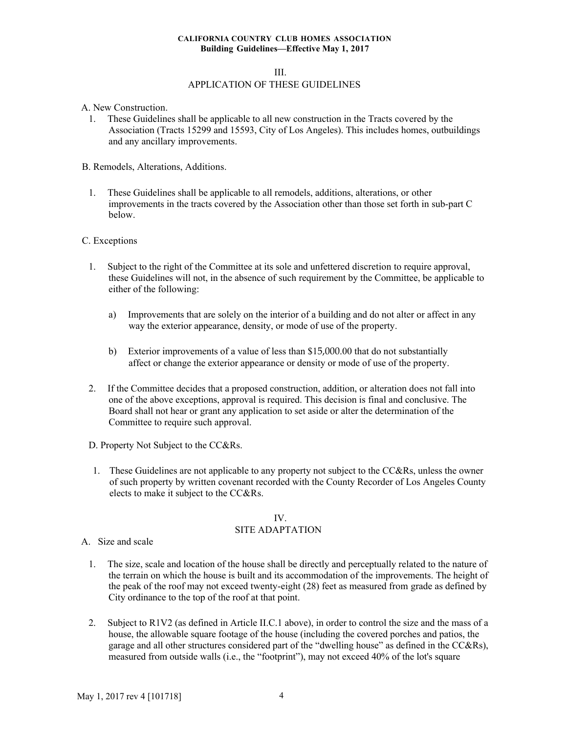## III.
## APPLICATION OF THESE GUIDELINES

A. New Construction.

1. These Guidelines shall be applicable to all new construction in the Tracts covered by the Association (Tracts 15299 and 15593, City of Los Angeles). This includes homes, outbuildings and any ancillary improvements.

B. Remodels, Alterations, Additions.

1. These Guidelines shall be applicable to all remodels, additions, alterations, or other improvements in the tracts covered by the Association other than those set forth in sub-part C below.

C. Exceptions

1. Subject to the right of the Committee at its sole and unfettered discretion to require approval, these Guidelines will not, in the absence of such requirement by the Committee, be applicable to either of the following:

   a) Improvements that are solely on the interior of a building and do not alter or affect in any way the exterior appearance, density, or mode of use of the property.

   b) Exterior improvements of a value of less than $15,000.00 that do not substantially affect or change the exterior appearance or density or mode of use of the property.

2. If the Committee decides that a proposed construction, addition, or alteration does not fall into one of the above exceptions, approval is required. This decision is final and conclusive. The Board shall not hear or grant any application to set aside or alter the determination of the Committee to require such approval.

D. Property Not Subject to the CC&Rs.

1. These Guidelines are not applicable to any property not subject to the CC&Rs, unless the owner of such property by written covenant recorded with the County Recorder of Los Angeles County elects to make it subject to the CC&Rs.

## IV.
## SITE ADAPTATION

A. Size and scale

1. The size, scale and location of the house shall be directly and perceptually related to the nature of the terrain on which the house is built and its accommodation of the improvements. The height of the peak of the roof may not exceed twenty-eight (28) feet as measured from grade as defined by City ordinance to the top of the roof at that point.

2. Subject to R1V2 (as defined in Article II.C.1 above), in order to control the size and the mass of a house, the allowable square footage of the house (including the covered porches and patios, the garage and all other structures considered part of the "dwelling house" as defined in the CC&Rs), measured from outside walls (i.e., the "footprint"), may not exceed 40% of the lot's square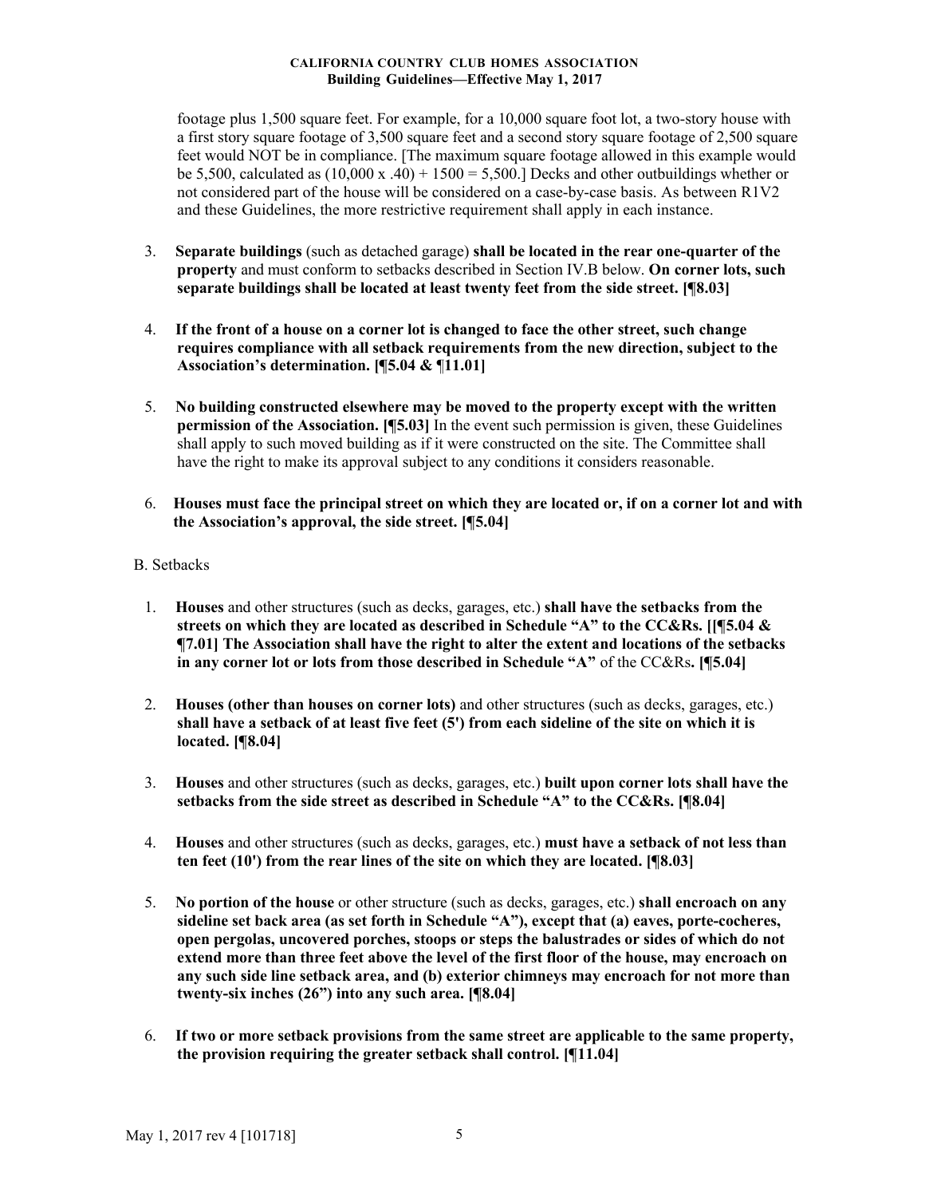footage plus 1,500 square feet. For example, for a 10,000 square foot lot, a two-story house with a first story square footage of 3,500 square feet and a second story square footage of 2,500 square feet would NOT be in compliance. [The maximum square footage allowed in this example would be 5,500, calculated as (10,000 x .40) + 1500 = 5,500.] Decks and other outbuildings whether or not considered part of the house will be considered on a case-by-case basis. As between R1V2 and these Guidelines, the more restrictive requirement shall apply in each instance.

3. **Separate buildings** (such as detached garage) **shall be located in the rear one-quarter of the property** and must conform to setbacks described in Section IV.B below. **On corner lots, such separate buildings shall be located at least twenty feet from the side street. [¶8.03]**

4. **If the front of a house on a corner lot is changed to face the other street, such change requires compliance with all setback requirements from the new direction, subject to the Association's determination. [¶5.04 & ¶11.01]**

5. **No building constructed elsewhere may be moved to the property except with the written permission of the Association. [¶5.03]** In the event such permission is given, these Guidelines shall apply to such moved building as if it were constructed on the site. The Committee shall have the right to make its approval subject to any conditions it considers reasonable.

6. **Houses must face the principal street on which they are located or, if on a corner lot and with the Association's approval, the side street. [¶5.04]**

B. Setbacks

1. **Houses** and other structures (such as decks, garages, etc.) **shall have the setbacks from the streets on which they are located as described in Schedule "A" to the CC&Rs. [[¶5.04 & ¶7.01] The Association shall have the right to alter the extent and locations of the setbacks in any corner lot or lots from those described in Schedule "A"** of the CC&Rs**. [¶5.04]**

2. **Houses (other than houses on corner lots)** and other structures (such as decks, garages, etc.) **shall have a setback of at least five feet (5') from each sideline of the site on which it is located. [¶8.04]**

3. **Houses** and other structures (such as decks, garages, etc.) **built upon corner lots shall have the setbacks from the side street as described in Schedule "A" to the CC&Rs. [¶8.04]**

4. **Houses** and other structures (such as decks, garages, etc.) **must have a setback of not less than ten feet (10') from the rear lines of the site on which they are located. [¶8.03]**

5. **No portion of the house** or other structure (such as decks, garages, etc.) **shall encroach on any sideline set back area (as set forth in Schedule "A"), except that (a) eaves, porte-cocheres, open pergolas, uncovered porches, stoops or steps the balustrades or sides of which do not extend more than three feet above the level of the first floor of the house, may encroach on any such side line setback area, and (b) exterior chimneys may encroach for not more than twenty-six inches (26") into any such area. [¶8.04]**

6. **If two or more setback provisions from the same street are applicable to the same property, the provision requiring the greater setback shall control. [¶11.04]**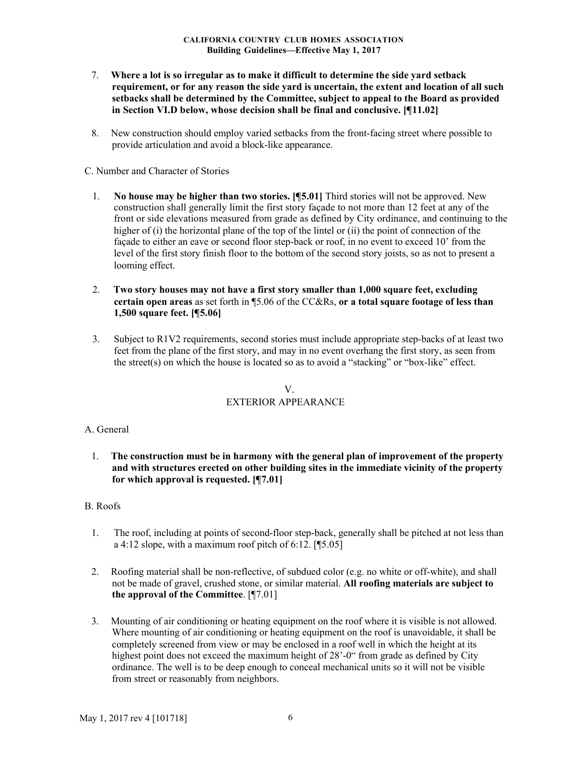7. **Where a lot is so irregular as to make it difficult to determine the side yard setback requirement, or for any reason the side yard is uncertain, the extent and location of all such setbacks shall be determined by the Committee, subject to appeal to the Board as provided in Section VI.D below, whose decision shall be final and conclusive. [¶11.02]**

8. New construction should employ varied setbacks from the front-facing street where possible to provide articulation and avoid a block-like appearance.

C. Number and Character of Stories

1. **No house may be higher than two stories. [¶5.01]** Third stories will not be approved. New construction shall generally limit the first story façade to not more than 12 feet at any of the front or side elevations measured from grade as defined by City ordinance, and continuing to the higher of (i) the horizontal plane of the top of the lintel or (ii) the point of connection of the façade to either an eave or second floor step-back or roof, in no event to exceed 10' from the level of the first story finish floor to the bottom of the second story joists, so as not to present a looming effect.

2. **Two story houses may not have a first story smaller than 1,000 square feet, excluding certain open areas** as set forth in ¶5.06 of the CC&Rs, **or a total square footage of less than 1,500 square feet. [¶5.06]**

3. Subject to R1V2 requirements, second stories must include appropriate step-backs of at least two feet from the plane of the first story, and may in no event overhang the first story, as seen from the street(s) on which the house is located so as to avoid a "stacking" or "box-like" effect.

## V.
## EXTERIOR APPEARANCE

A. General

1. **The construction must be in harmony with the general plan of improvement of the property and with structures erected on other building sites in the immediate vicinity of the property for which approval is requested. [¶7.01]**

B. Roofs

1. The roof, including at points of second-floor step-back, generally shall be pitched at not less than a 4:12 slope, with a maximum roof pitch of 6:12. [¶5.05]

2. Roofing material shall be non-reflective, of subdued color (e.g. no white or off-white), and shall not be made of gravel, crushed stone, or similar material. **All roofing materials are subject to the approval of the Committee**. [¶7.01]

3. Mounting of air conditioning or heating equipment on the roof where it is visible is not allowed. Where mounting of air conditioning or heating equipment on the roof is unavoidable, it shall be completely screened from view or may be enclosed in a roof well in which the height at its highest point does not exceed the maximum height of 28'-0" from grade as defined by City ordinance. The well is to be deep enough to conceal mechanical units so it will not be visible from street or reasonably from neighbors.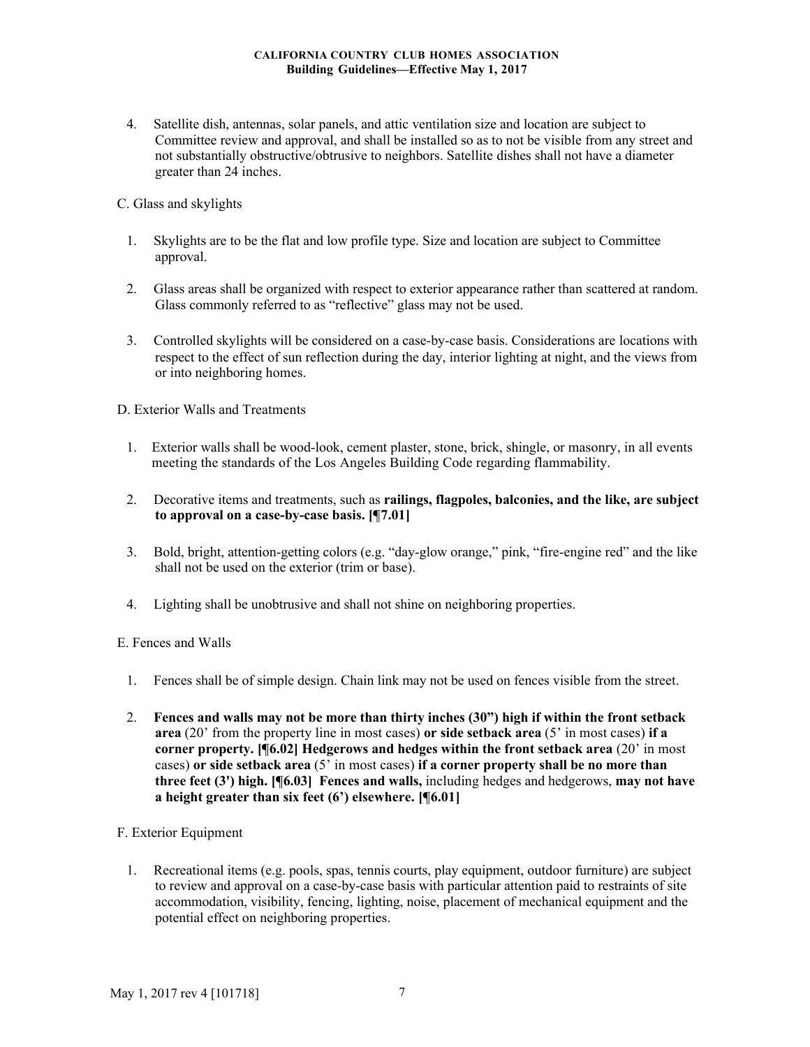4. Satellite dish, antennas, solar panels, and attic ventilation size and location are subject to Committee review and approval, and shall be installed so as to not be visible from any street and not substantially obstructive/obtrusive to neighbors. Satellite dishes shall not have a diameter greater than 24 inches.

C. Glass and skylights

1. Skylights are to be the flat and low profile type. Size and location are subject to Committee approval.

2. Glass areas shall be organized with respect to exterior appearance rather than scattered at random. Glass commonly referred to as "reflective" glass may not be used.

3. Controlled skylights will be considered on a case-by-case basis. Considerations are locations with respect to the effect of sun reflection during the day, interior lighting at night, and the views from or into neighboring homes.

D. Exterior Walls and Treatments

1. Exterior walls shall be wood-look, cement plaster, stone, brick, shingle, or masonry, in all events meeting the standards of the Los Angeles Building Code regarding flammability.

2. Decorative items and treatments, such as **railings, flagpoles, balconies, and the like, are subject to approval on a case-by-case basis. [¶7.01]**

3. Bold, bright, attention-getting colors (e.g. "day-glow orange," pink, "fire-engine red" and the like shall not be used on the exterior (trim or base).

4. Lighting shall be unobtrusive and shall not shine on neighboring properties.

E. Fences and Walls

1. Fences shall be of simple design. Chain link may not be used on fences visible from the street.

2. **Fences and walls may not be more than thirty inches (30") high if within the front setback area** (20' from the property line in most cases) **or side setback area** (5' in most cases) **if a corner property. [¶6.02] Hedgerows and hedges within the front setback area** (20' in most cases) **or side setback area** (5' in most cases) **if a corner property shall be no more than three feet (3') high. [¶6.03] Fences and walls,** including hedges and hedgerows, **may not have a height greater than six feet (6') elsewhere. [¶6.01]**

F. Exterior Equipment

1. Recreational items (e.g. pools, spas, tennis courts, play equipment, outdoor furniture) are subject to review and approval on a case-by-case basis with particular attention paid to restraints of site accommodation, visibility, fencing, lighting, noise, placement of mechanical equipment and the potential effect on neighboring properties.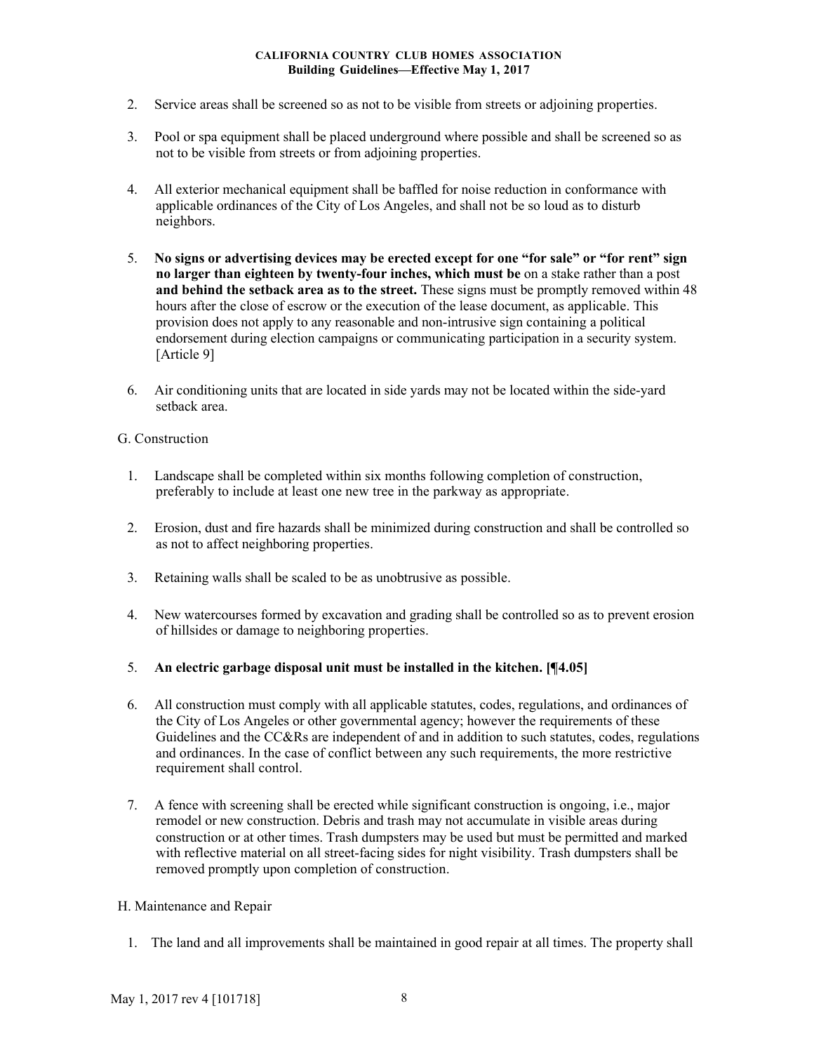2. Service areas shall be screened so as not to be visible from streets or adjoining properties.

3. Pool or spa equipment shall be placed underground where possible and shall be screened so as not to be visible from streets or from adjoining properties.

4. All exterior mechanical equipment shall be baffled for noise reduction in conformance with applicable ordinances of the City of Los Angeles, and shall not be so loud as to disturb neighbors.

5. **No signs or advertising devices may be erected except for one "for sale" or "for rent" sign no larger than eighteen by twenty-four inches, which must be** on a stake rather than a post **and behind the setback area as to the street.** These signs must be promptly removed within 48 hours after the close of escrow or the execution of the lease document, as applicable. This provision does not apply to any reasonable and non-intrusive sign containing a political endorsement during election campaigns or communicating participation in a security system. [Article 9]

6. Air conditioning units that are located in side yards may not be located within the side-yard setback area.

G. Construction

1. Landscape shall be completed within six months following completion of construction, preferably to include at least one new tree in the parkway as appropriate.

2. Erosion, dust and fire hazards shall be minimized during construction and shall be controlled so as not to affect neighboring properties.

3. Retaining walls shall be scaled to be as unobtrusive as possible.

4. New watercourses formed by excavation and grading shall be controlled so as to prevent erosion of hillsides or damage to neighboring properties.

5. **An electric garbage disposal unit must be installed in the kitchen. [¶4.05]**

6. All construction must comply with all applicable statutes, codes, regulations, and ordinances of the City of Los Angeles or other governmental agency; however the requirements of these Guidelines and the CC&Rs are independent of and in addition to such statutes, codes, regulations and ordinances. In the case of conflict between any such requirements, the more restrictive requirement shall control.

7. A fence with screening shall be erected while significant construction is ongoing, i.e., major remodel or new construction. Debris and trash may not accumulate in visible areas during construction or at other times. Trash dumpsters may be used but must be permitted and marked with reflective material on all street-facing sides for night visibility. Trash dumpsters shall be removed promptly upon completion of construction.

H. Maintenance and Repair

1. The land and all improvements shall be maintained in good repair at all times. The property shall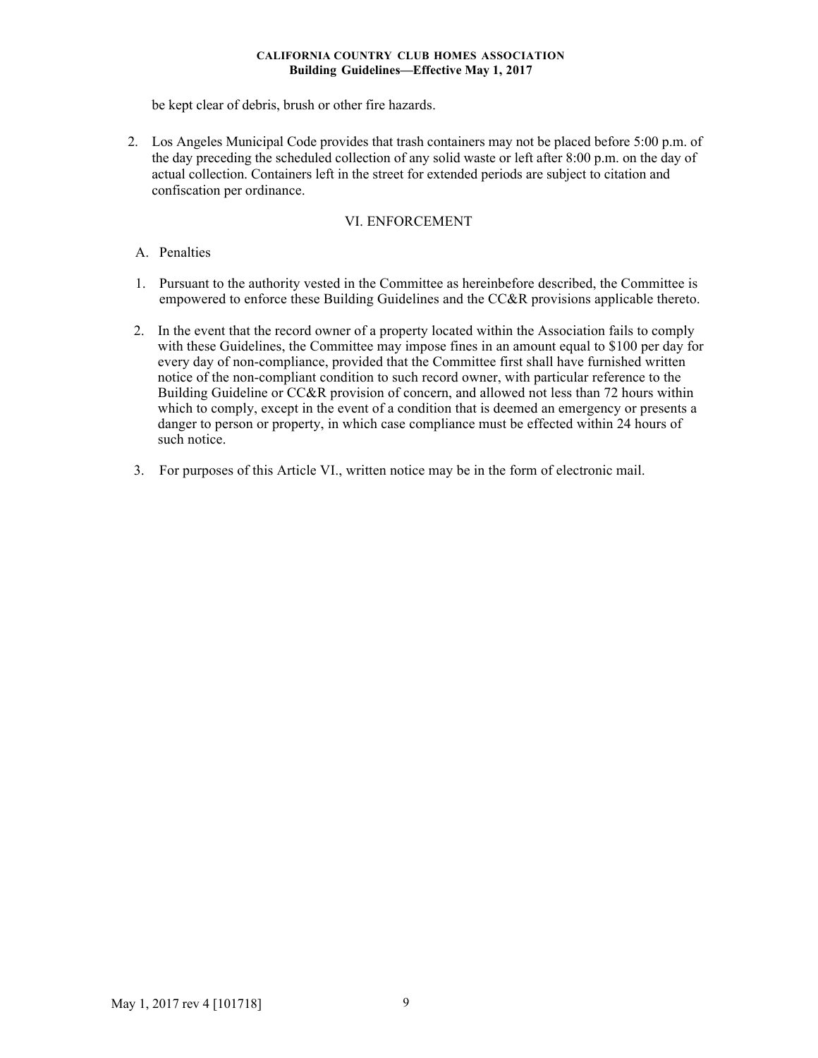be kept clear of debris, brush or other fire hazards.

2. Los Angeles Municipal Code provides that trash containers may not be placed before 5:00 p.m. of the day preceding the scheduled collection of any solid waste or left after 8:00 p.m. on the day of actual collection. Containers left in the street for extended periods are subject to citation and confiscation per ordinance.

## VI. ENFORCEMENT

A. Penalties

1. Pursuant to the authority vested in the Committee as hereinbefore described, the Committee is empowered to enforce these Building Guidelines and the CC&R provisions applicable thereto.

2. In the event that the record owner of a property located within the Association fails to comply with these Guidelines, the Committee may impose fines in an amount equal to $100 per day for every day of non-compliance, provided that the Committee first shall have furnished written notice of the non-compliant condition to such record owner, with particular reference to the Building Guideline or CC&R provision of concern, and allowed not less than 72 hours within which to comply, except in the event of a condition that is deemed an emergency or presents a danger to person or property, in which case compliance must be effected within 24 hours of such notice.

3. For purposes of this Article VI., written notice may be in the form of electronic mail.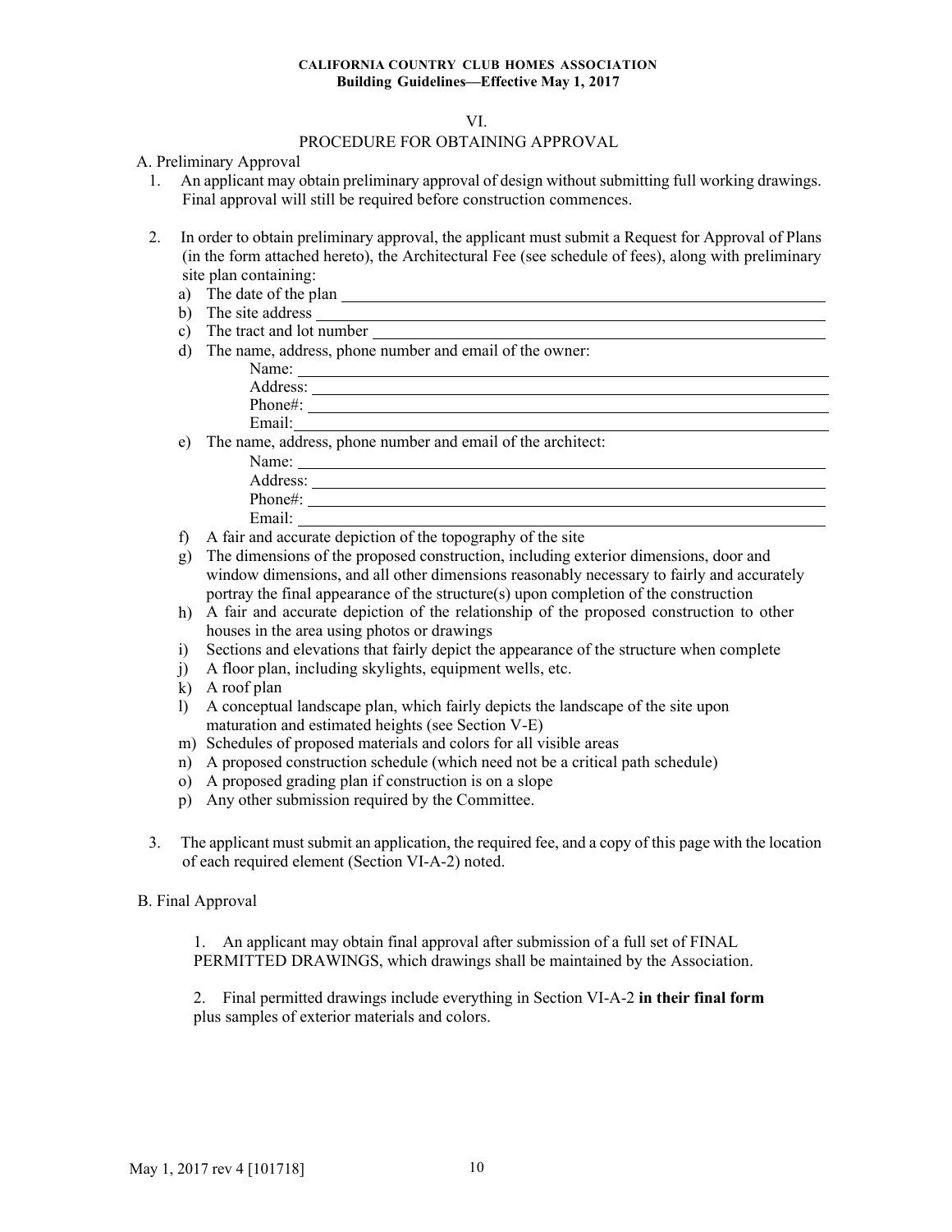## VI.

## PROCEDURE FOR OBTAINING APPROVAL

A. Preliminary Approval

1. An applicant may obtain preliminary approval of design without submitting full working drawings. Final approval will still be required before construction commences.

2. In order to obtain preliminary approval, the applicant must submit a Request for Approval of Plans (in the form attached hereto), the Architectural Fee (see schedule of fees), along with preliminary site plan containing:
   - a) The date of the plan ____________________
   - b) The site address ____________________
   - c) The tract and lot number ____________________
   - d) The name, address, phone number and email of the owner:
     - Name: ____________________
     - Address: ____________________
     - Phone#: ____________________
     - Email: ____________________
   - e) The name, address, phone number and email of the architect:
     - Name: ____________________
     - Address: ____________________
     - Phone#: ____________________
     - Email: ____________________
   - f) A fair and accurate depiction of the topography of the site
   - g) The dimensions of the proposed construction, including exterior dimensions, door and window dimensions, and all other dimensions reasonably necessary to fairly and accurately portray the final appearance of the structure(s) upon completion of the construction
   - h) A fair and accurate depiction of the relationship of the proposed construction to other houses in the area using photos or drawings
   - i) Sections and elevations that fairly depict the appearance of the structure when complete
   - j) A floor plan, including skylights, equipment wells, etc.
   - k) A roof plan
   - l) A conceptual landscape plan, which fairly depicts the landscape of the site upon maturation and estimated heights (see Section V-E)
   - m) Schedules of proposed materials and colors for all visible areas
   - n) A proposed construction schedule (which need not be a critical path schedule)
   - o) A proposed grading plan if construction is on a slope
   - p) Any other submission required by the Committee.

3. The applicant must submit an application, the required fee, and a copy of this page with the location of each required element (Section VI-A-2) noted.

B. Final Approval

1. An applicant may obtain final approval after submission of a full set of FINAL PERMITTED DRAWINGS, which drawings shall be maintained by the Association.

2. Final permitted drawings include everything in Section VI-A-2 **in their final form** plus samples of exterior materials and colors.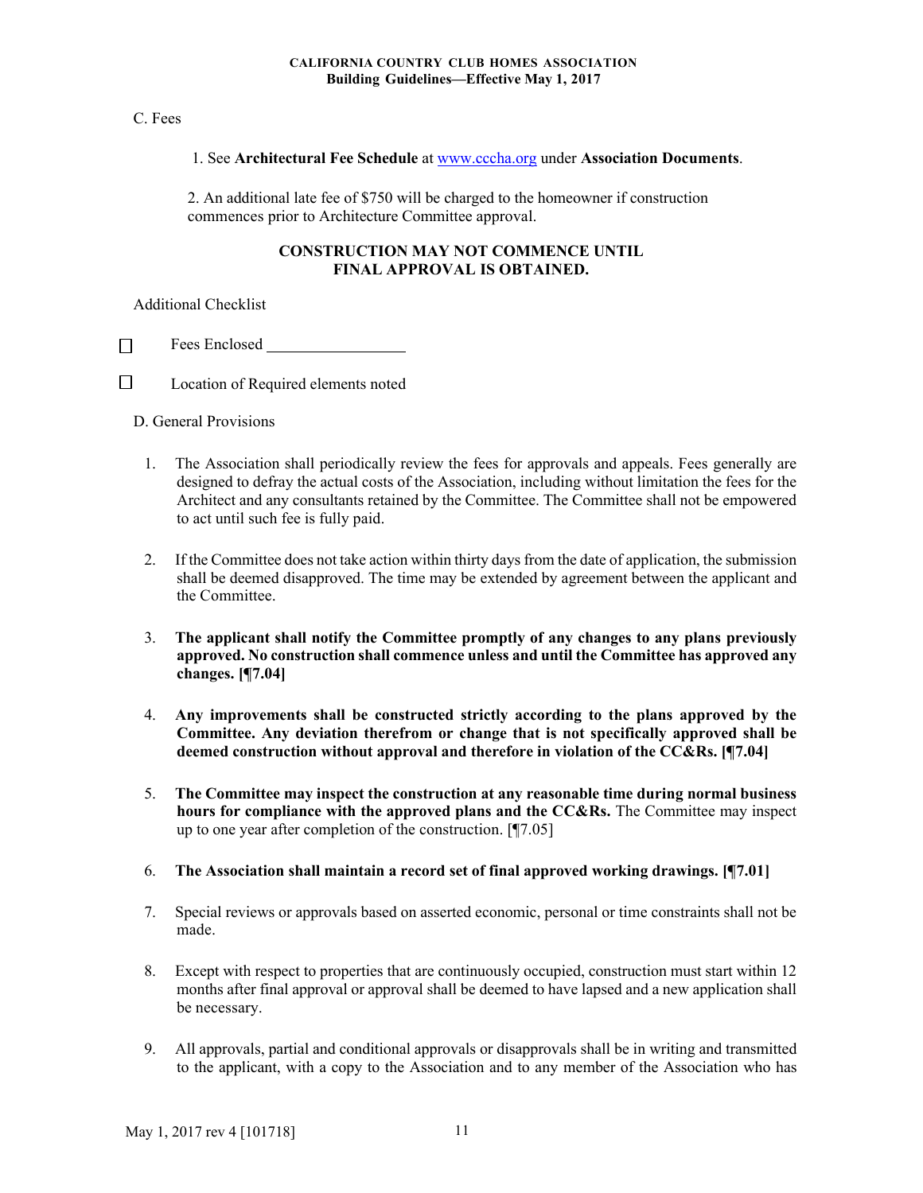C. Fees

1. See **Architectural Fee Schedule** at www.cccha.org under **Association Documents**.

2. An additional late fee of $750 will be charged to the homeowner if construction commences prior to Architecture Committee approval.

**CONSTRUCTION MAY NOT COMMENCE UNTIL FINAL APPROVAL IS OBTAINED.**

Additional Checklist

☐ Fees Enclosed ________________

☐ Location of Required elements noted

D. General Provisions

1. The Association shall periodically review the fees for approvals and appeals. Fees generally are designed to defray the actual costs of the Association, including without limitation the fees for the Architect and any consultants retained by the Committee. The Committee shall not be empowered to act until such fee is fully paid.

2. If the Committee does not take action within thirty days from the date of application, the submission shall be deemed disapproved. The time may be extended by agreement between the applicant and the Committee.

3. **The applicant shall notify the Committee promptly of any changes to any plans previously approved. No construction shall commence unless and until the Committee has approved any changes. [¶7.04]**

4. **Any improvements shall be constructed strictly according to the plans approved by the Committee. Any deviation therefrom or change that is not specifically approved shall be deemed construction without approval and therefore in violation of the CC&Rs. [¶7.04]**

5. **The Committee may inspect the construction at any reasonable time during normal business hours for compliance with the approved plans and the CC&Rs.** The Committee may inspect up to one year after completion of the construction. [¶7.05]

6. **The Association shall maintain a record set of final approved working drawings. [¶7.01]**

7. Special reviews or approvals based on asserted economic, personal or time constraints shall not be made.

8. Except with respect to properties that are continuously occupied, construction must start within 12 months after final approval or approval shall be deemed to have lapsed and a new application shall be necessary.

9. All approvals, partial and conditional approvals or disapprovals shall be in writing and transmitted to the applicant, with a copy to the Association and to any member of the Association who has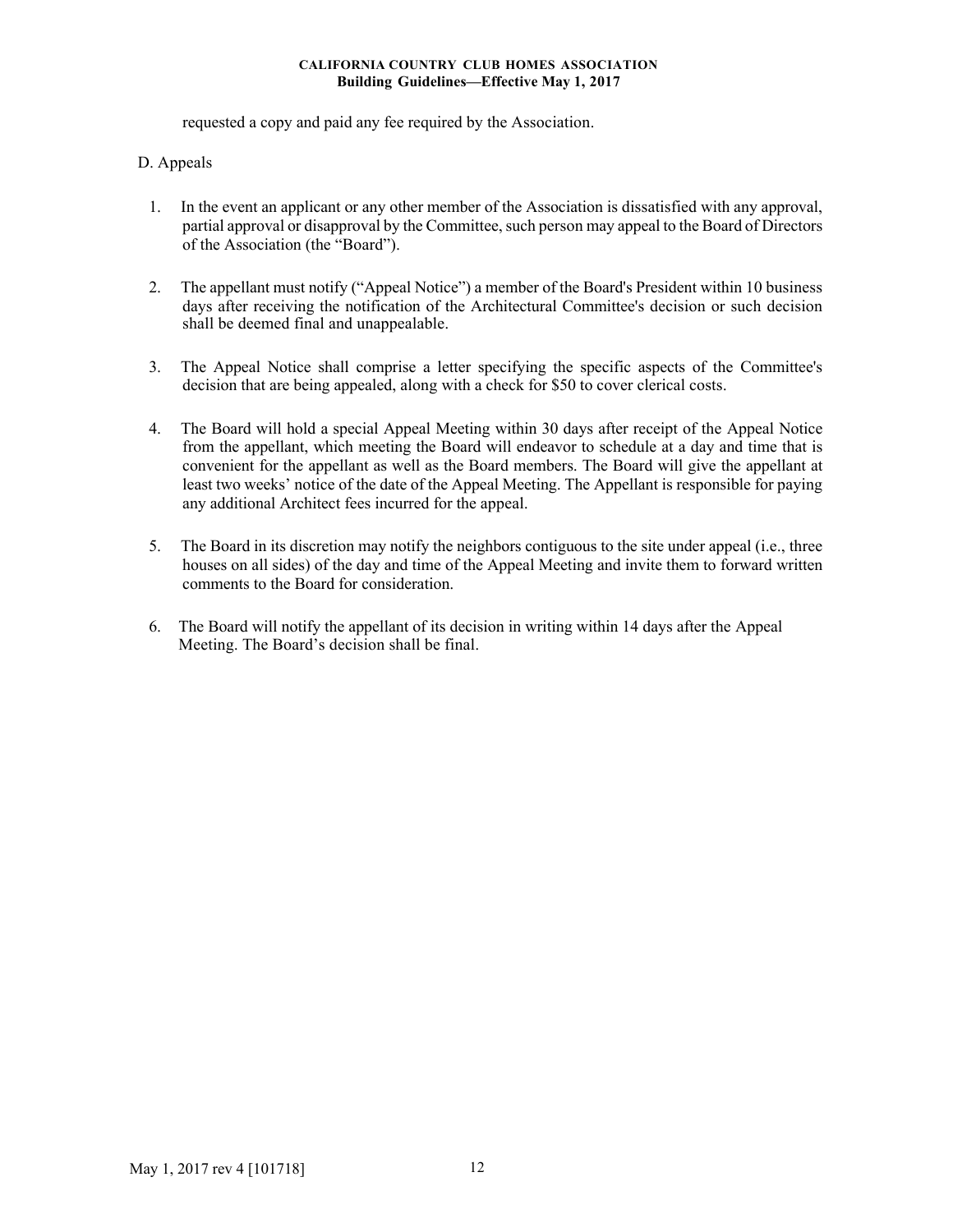requested a copy and paid any fee required by the Association.

D. Appeals

1. In the event an applicant or any other member of the Association is dissatisfied with any approval, partial approval or disapproval by the Committee, such person may appeal to the Board of Directors of the Association (the "Board").

2. The appellant must notify ("Appeal Notice") a member of the Board's President within 10 business days after receiving the notification of the Architectural Committee's decision or such decision shall be deemed final and unappealable.

3. The Appeal Notice shall comprise a letter specifying the specific aspects of the Committee's decision that are being appealed, along with a check for $50 to cover clerical costs.

4. The Board will hold a special Appeal Meeting within 30 days after receipt of the Appeal Notice from the appellant, which meeting the Board will endeavor to schedule at a day and time that is convenient for the appellant as well as the Board members. The Board will give the appellant at least two weeks' notice of the date of the Appeal Meeting. The Appellant is responsible for paying any additional Architect fees incurred for the appeal.

5. The Board in its discretion may notify the neighbors contiguous to the site under appeal (i.e., three houses on all sides) of the day and time of the Appeal Meeting and invite them to forward written comments to the Board for consideration.

6. The Board will notify the appellant of its decision in writing within 14 days after the Appeal Meeting. The Board's decision shall be final.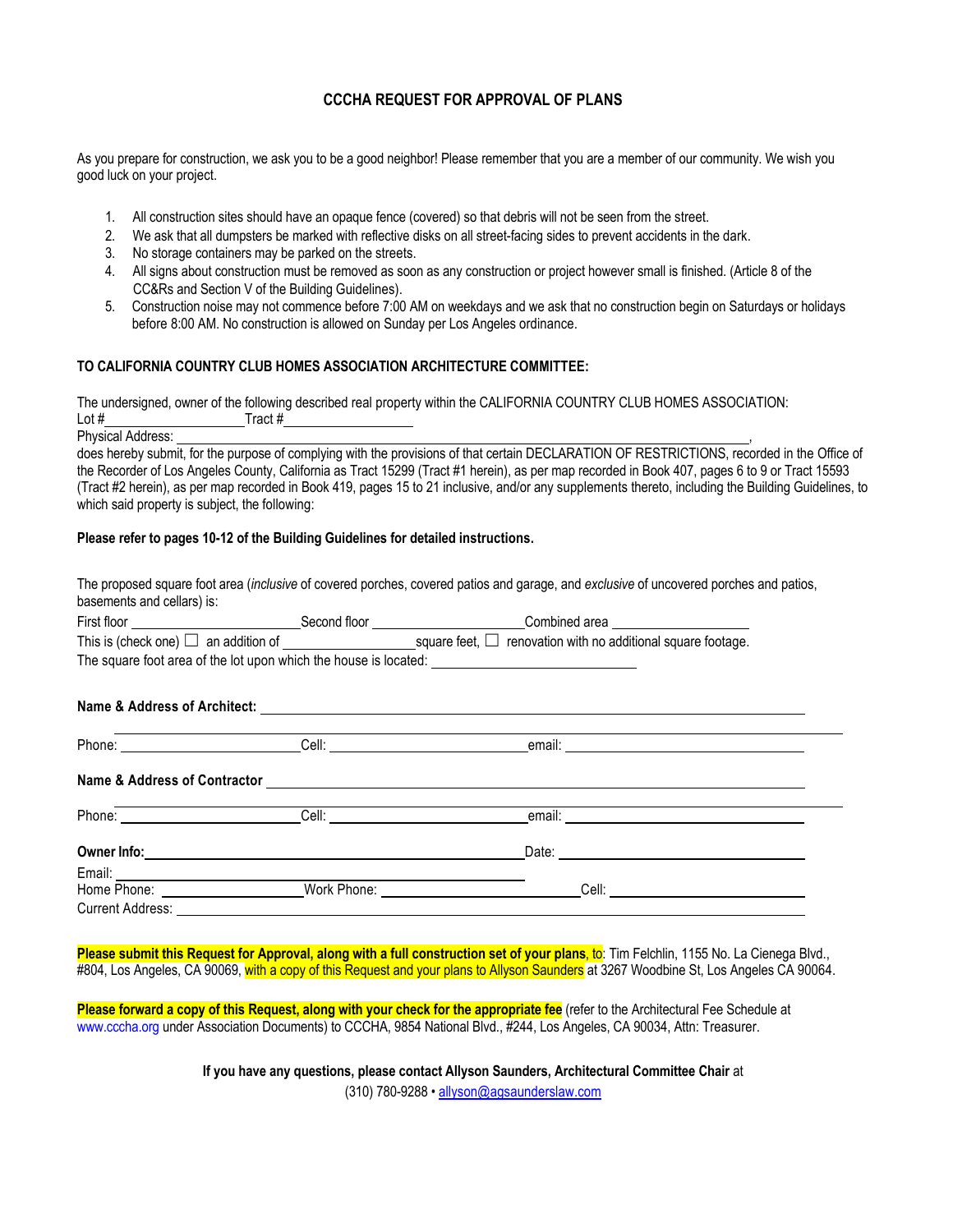# CCCHA REQUEST FOR APPROVAL OF PLANS

As you prepare for construction, we ask you to be a good neighbor! Please remember that you are a member of our community. We wish you good luck on your project.

1. All construction sites should have an opaque fence (covered) so that debris will not be seen from the street.
2. We ask that all dumpsters be marked with reflective disks on all street-facing sides to prevent accidents in the dark.
3. No storage containers may be parked on the streets.
4. All signs about construction must be removed as soon as any construction or project however small is finished. (Article 8 of the CC&Rs and Section V of the Building Guidelines).
5. Construction noise may not commence before 7:00 AM on weekdays and we ask that no construction begin on Saturdays or holidays before 8:00 AM. No construction is allowed on Sunday per Los Angeles ordinance.

**TO CALIFORNIA COUNTRY CLUB HOMES ASSOCIATION ARCHITECTURE COMMITTEE:**

The undersigned, owner of the following described real property within the CALIFORNIA COUNTRY CLUB HOMES ASSOCIATION:
Lot #\_\_\_\_\_\_\_\_\_\_\_\_\_\_\_\_\_\_ Tract #\_\_\_\_\_\_\_\_\_\_\_\_\_\_\_\_\_\_
Physical Address: \_\_\_\_\_\_\_\_\_\_\_\_\_\_\_\_\_\_\_\_\_\_\_\_\_\_\_\_\_\_\_\_\_\_\_\_\_\_\_\_\_\_\_\_\_\_\_\_\_\_\_\_\_\_\_\_\_\_,
does hereby submit, for the purpose of complying with the provisions of that certain DECLARATION OF RESTRICTIONS, recorded in the Office of the Recorder of Los Angeles County, California as Tract 15299 (Tract #1 herein), as per map recorded in Book 407, pages 6 to 9 or Tract 15593 (Tract #2 herein), as per map recorded in Book 419, pages 15 to 21 inclusive, and/or any supplements thereto, including the Building Guidelines, to which said property is subject, the following:

**Please refer to pages 10-12 of the Building Guidelines for detailed instructions.**

The proposed square foot area (*inclusive* of covered porches, covered patios and garage, and *exclusive* of uncovered porches and patios, basements and cellars) is:

First floor \_\_\_\_\_\_\_\_\_\_\_\_\_\_\_\_\_\_ Second floor \_\_\_\_\_\_\_\_\_\_\_\_\_\_\_\_\_\_ Combined area \_\_\_\_\_\_\_\_\_\_\_\_\_\_\_\_\_\_
This is (check one) ☐ an addition of \_\_\_\_\_\_\_\_\_\_\_\_\_\_\_\_\_\_ square feet, ☐ renovation with no additional square footage.
The square foot area of the lot upon which the house is located: \_\_\_\_\_\_\_\_\_\_\_\_\_\_\_\_\_\_\_\_\_\_\_\_

**Name & Address of Architect:** \_\_\_\_\_\_\_\_\_\_\_\_\_\_\_\_\_\_\_\_\_\_\_\_\_\_\_\_\_\_\_\_\_\_\_\_\_\_\_\_\_\_\_\_\_\_

Phone: \_\_\_\_\_\_\_\_\_\_\_\_\_\_\_\_\_\_ Cell: \_\_\_\_\_\_\_\_\_\_\_\_\_\_\_\_\_\_ email: \_\_\_\_\_\_\_\_\_\_\_\_\_\_\_\_\_\_

**Name & Address of Contractor** \_\_\_\_\_\_\_\_\_\_\_\_\_\_\_\_\_\_\_\_\_\_\_\_\_\_\_\_\_\_\_\_\_\_\_\_\_\_\_\_\_\_\_\_\_\_

Phone: \_\_\_\_\_\_\_\_\_\_\_\_\_\_\_\_\_\_ Cell: \_\_\_\_\_\_\_\_\_\_\_\_\_\_\_\_\_\_ email: \_\_\_\_\_\_\_\_\_\_\_\_\_\_\_\_\_\_

**Owner Info:** \_\_\_\_\_\_\_\_\_\_\_\_\_\_\_\_\_\_\_\_\_\_\_\_\_\_\_\_\_\_\_\_\_\_\_\_ Date: \_\_\_\_\_\_\_\_\_\_\_\_\_\_\_\_\_\_
Email: \_\_\_\_\_\_\_\_\_\_\_\_\_\_\_\_\_\_\_\_\_\_\_\_\_\_\_\_\_\_\_\_\_\_\_\_
Home Phone: \_\_\_\_\_\_\_\_\_\_\_\_\_\_\_\_\_\_ Work Phone: \_\_\_\_\_\_\_\_\_\_\_\_\_\_\_\_\_\_ Cell: \_\_\_\_\_\_\_\_\_\_\_\_\_\_\_\_\_\_
Current Address: \_\_\_\_\_\_\_\_\_\_\_\_\_\_\_\_\_\_\_\_\_\_\_\_\_\_\_\_\_\_\_\_\_\_\_\_\_\_\_\_\_\_\_\_\_\_

**Please submit this Request for Approval, along with a full construction set of your plans**, to: Tim Felchlin, 1155 No. La Cienega Blvd., #804, Los Angeles, CA 90069, with a copy of this Request and your plans to Allyson Saunders at 3267 Woodbine St, Los Angeles CA 90064.

**Please forward a copy of this Request, along with your check for the appropriate fee** (refer to the Architectural Fee Schedule at www.cccha.org under Association Documents) to CCCHA, 9854 National Blvd., #244, Los Angeles, CA 90034, Attn: Treasurer.

**If you have any questions, please contact Allyson Saunders, Architectural Committee Chair** at
(310) 780-9288 • allyson@agsaunderslaw.com